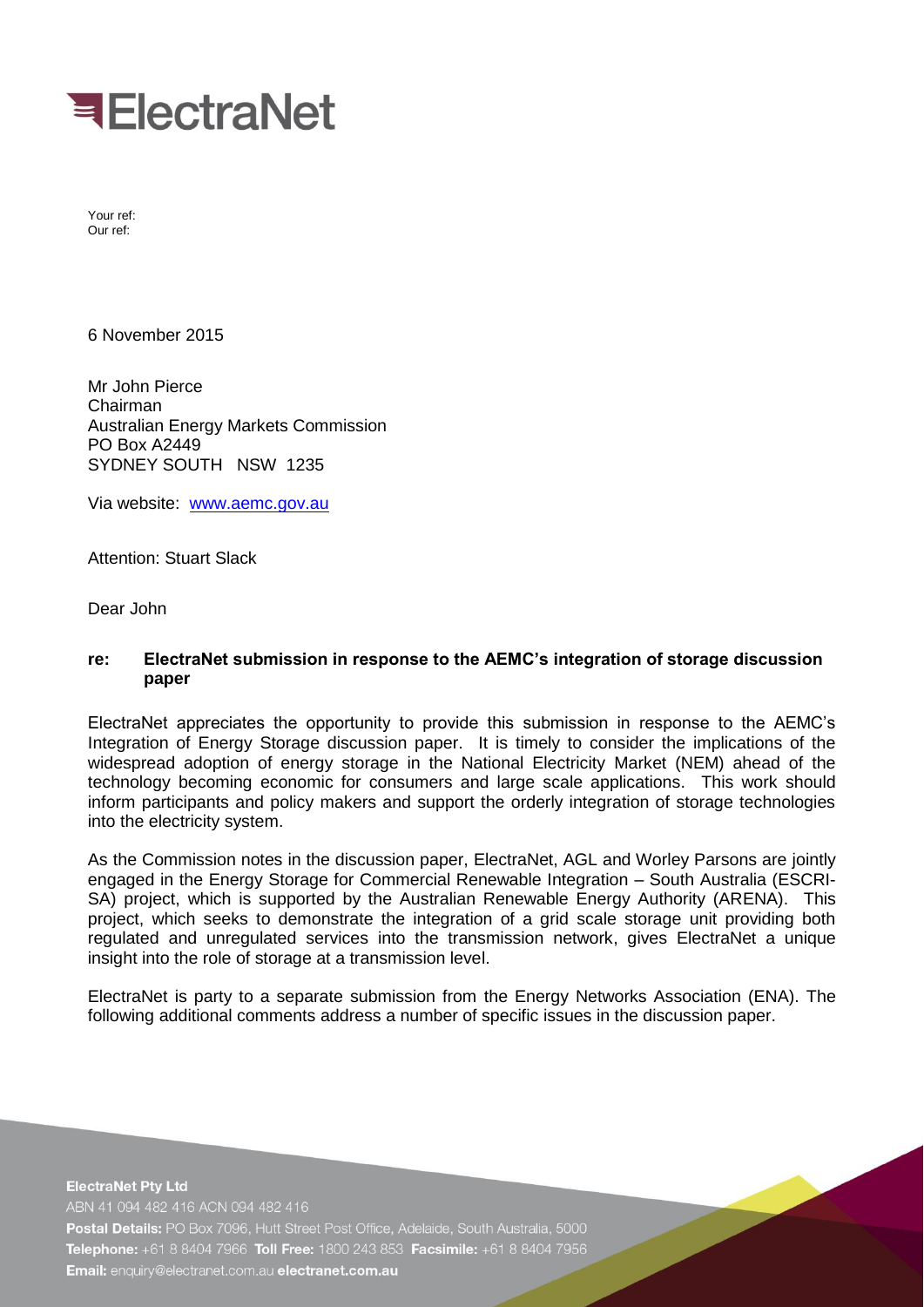# ElectraNet

Your ref:
Our ref:

6 November 2015

Mr John Pierce
Chairman
Australian Energy Markets Commission
PO Box A2449
SYDNEY SOUTH NSW 1235

Via website: www.aemc.gov.au

Attention: Stuart Slack

Dear John

**re: ElectraNet submission in response to the AEMC's integration of storage discussion paper**

ElectraNet appreciates the opportunity to provide this submission in response to the AEMC's Integration of Energy Storage discussion paper. It is timely to consider the implications of the widespread adoption of energy storage in the National Electricity Market (NEM) ahead of the technology becoming economic for consumers and large scale applications. This work should inform participants and policy makers and support the orderly integration of storage technologies into the electricity system.

As the Commission notes in the discussion paper, ElectraNet, AGL and Worley Parsons are jointly engaged in the Energy Storage for Commercial Renewable Integration – South Australia (ESCRI-SA) project, which is supported by the Australian Renewable Energy Authority (ARENA). This project, which seeks to demonstrate the integration of a grid scale storage unit providing both regulated and unregulated services into the transmission network, gives ElectraNet a unique insight into the role of storage at a transmission level.

ElectraNet is party to a separate submission from the Energy Networks Association (ENA). The following additional comments address a number of specific issues in the discussion paper.

**ElectraNet Pty Ltd**
ABN 41 094 482 416 ACN 094 482 416
**Postal Details:** PO Box 7096, Hutt Street Post Office, Adelaide, South Australia, 5000
**Telephone:** +61 8 8404 7966 **Toll Free:** 1800 243 853 **Facsimile:** +61 8 8404 7956
**Email:** enquiry@electranet.com.au **electranet.com.au**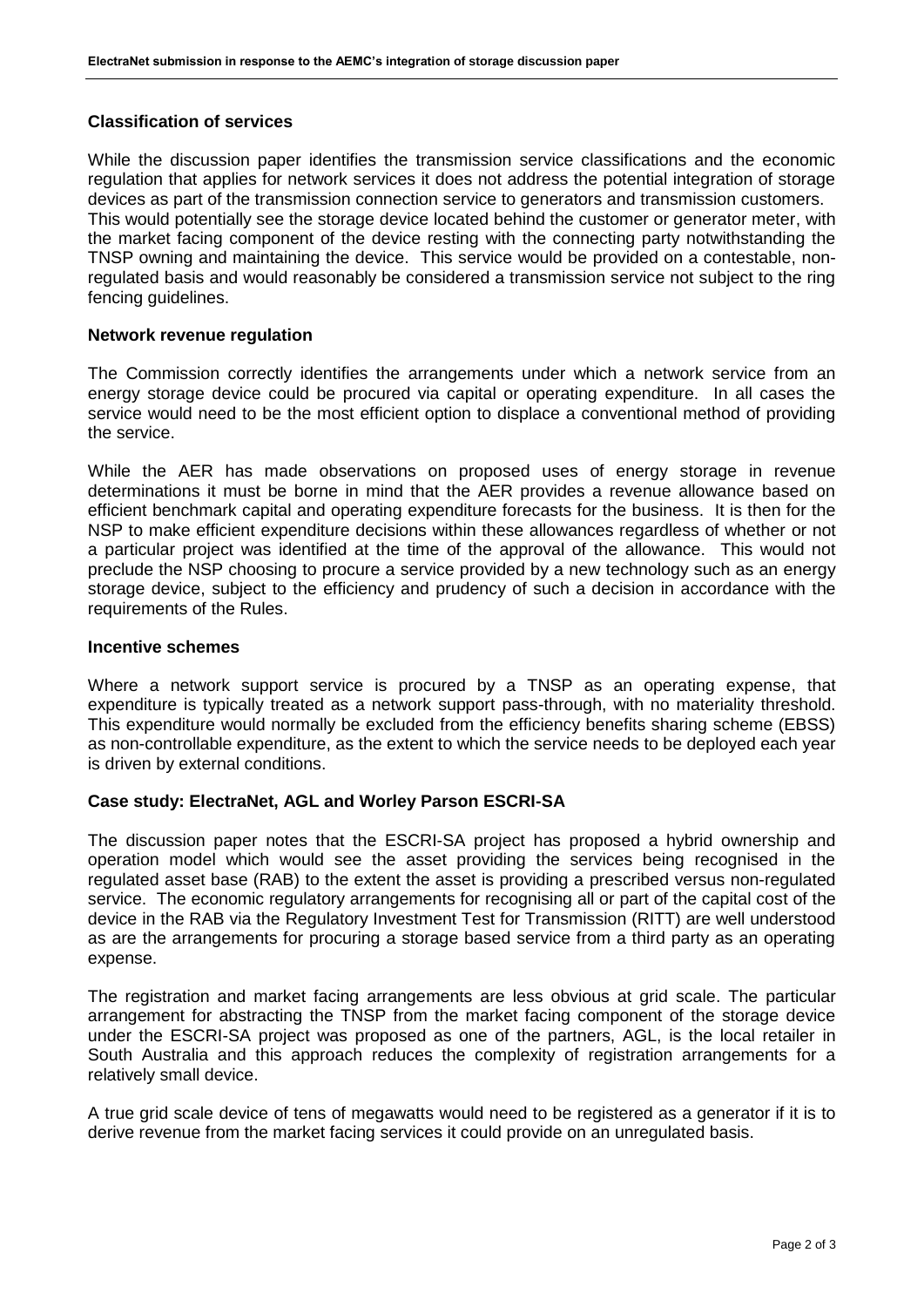## Classification of services

While the discussion paper identifies the transmission service classifications and the economic regulation that applies for network services it does not address the potential integration of storage devices as part of the transmission connection service to generators and transmission customers. This would potentially see the storage device located behind the customer or generator meter, with the market facing component of the device resting with the connecting party notwithstanding the TNSP owning and maintaining the device. This service would be provided on a contestable, non-regulated basis and would reasonably be considered a transmission service not subject to the ring fencing guidelines.

## Network revenue regulation

The Commission correctly identifies the arrangements under which a network service from an energy storage device could be procured via capital or operating expenditure. In all cases the service would need to be the most efficient option to displace a conventional method of providing the service.

While the AER has made observations on proposed uses of energy storage in revenue determinations it must be borne in mind that the AER provides a revenue allowance based on efficient benchmark capital and operating expenditure forecasts for the business. It is then for the NSP to make efficient expenditure decisions within these allowances regardless of whether or not a particular project was identified at the time of the approval of the allowance. This would not preclude the NSP choosing to procure a service provided by a new technology such as an energy storage device, subject to the efficiency and prudency of such a decision in accordance with the requirements of the Rules.

## Incentive schemes

Where a network support service is procured by a TNSP as an operating expense, that expenditure is typically treated as a network support pass-through, with no materiality threshold. This expenditure would normally be excluded from the efficiency benefits sharing scheme (EBSS) as non-controllable expenditure, as the extent to which the service needs to be deployed each year is driven by external conditions.

## Case study: ElectraNet, AGL and Worley Parson ESCRI-SA

The discussion paper notes that the ESCRI-SA project has proposed a hybrid ownership and operation model which would see the asset providing the services being recognised in the regulated asset base (RAB) to the extent the asset is providing a prescribed versus non-regulated service. The economic regulatory arrangements for recognising all or part of the capital cost of the device in the RAB via the Regulatory Investment Test for Transmission (RITT) are well understood as are the arrangements for procuring a storage based service from a third party as an operating expense.

The registration and market facing arrangements are less obvious at grid scale. The particular arrangement for abstracting the TNSP from the market facing component of the storage device under the ESCRI-SA project was proposed as one of the partners, AGL, is the local retailer in South Australia and this approach reduces the complexity of registration arrangements for a relatively small device.

A true grid scale device of tens of megawatts would need to be registered as a generator if it is to derive revenue from the market facing services it could provide on an unregulated basis.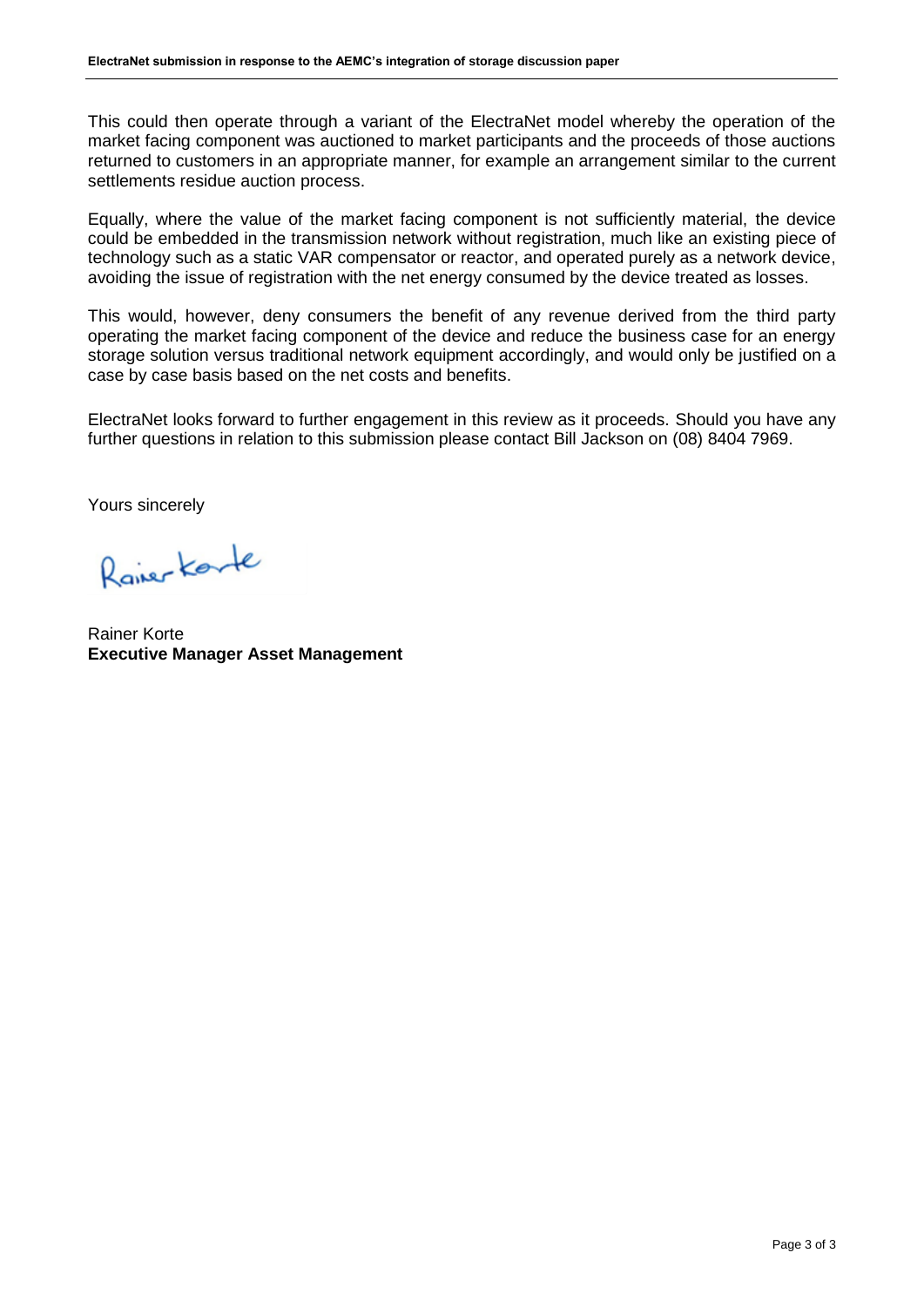This could then operate through a variant of the ElectraNet model whereby the operation of the market facing component was auctioned to market participants and the proceeds of those auctions returned to customers in an appropriate manner, for example an arrangement similar to the current settlements residue auction process.

Equally, where the value of the market facing component is not sufficiently material, the device could be embedded in the transmission network without registration, much like an existing piece of technology such as a static VAR compensator or reactor, and operated purely as a network device, avoiding the issue of registration with the net energy consumed by the device treated as losses.

This would, however, deny consumers the benefit of any revenue derived from the third party operating the market facing component of the device and reduce the business case for an energy storage solution versus traditional network equipment accordingly, and would only be justified on a case by case basis based on the net costs and benefits.

ElectraNet looks forward to further engagement in this review as it proceeds. Should you have any further questions in relation to this submission please contact Bill Jackson on (08) 8404 7969.

Yours sincerely

Rainer Korte

Rainer Korte
**Executive Manager Asset Management**